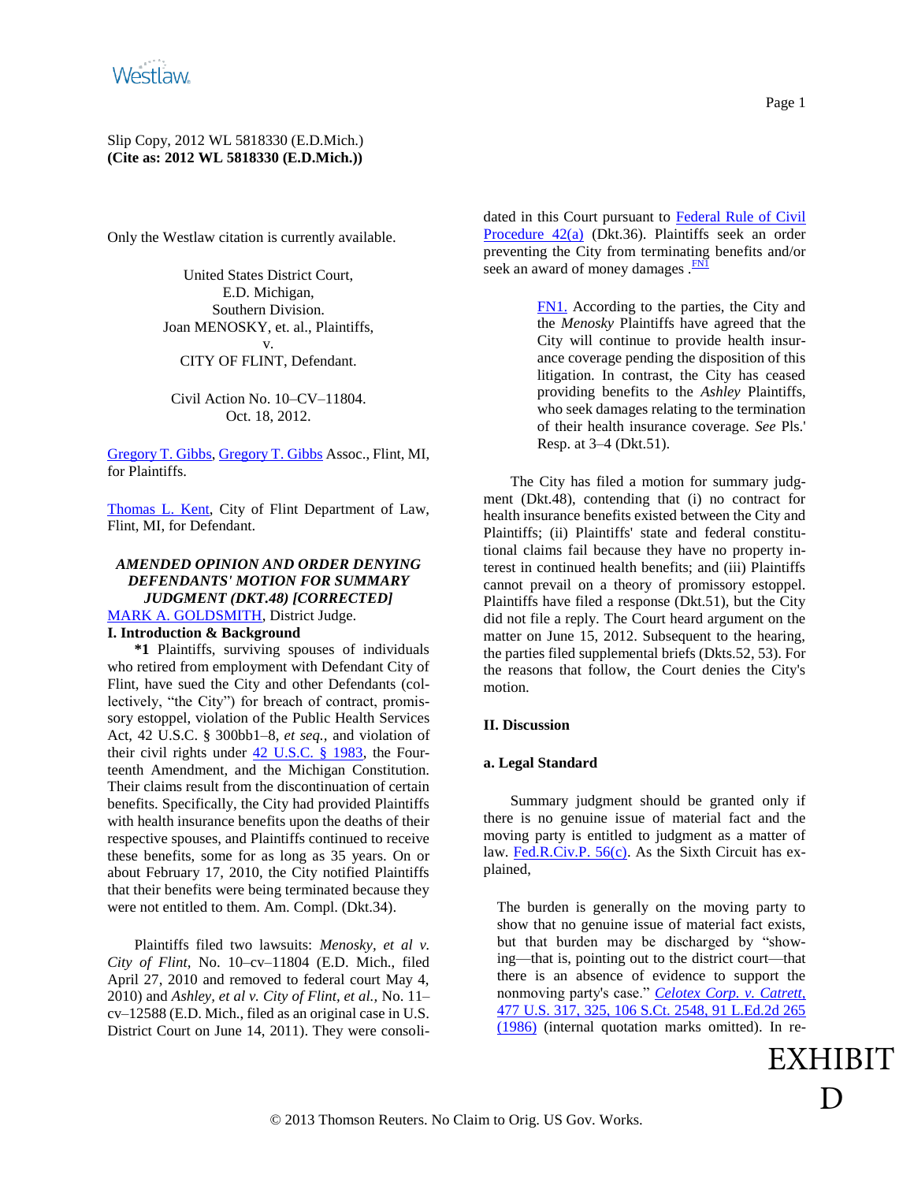Slip Copy, 2012 WL 5818330 (E.D.Mich.)
**(Cite as: 2012 WL 5818330 (E.D.Mich.))**

Only the Westlaw citation is currently available.

United States District Court,
E.D. Michigan,
Southern Division.
Joan MENOSKY, et. al., Plaintiffs,
v.
CITY OF FLINT, Defendant.

Civil Action No. 10–CV–11804.
Oct. 18, 2012.

Gregory T. Gibbs, Gregory T. Gibbs Assoc., Flint, MI, for Plaintiffs.

Thomas L. Kent, City of Flint Department of Law, Flint, MI, for Defendant.

***AMENDED OPINION AND ORDER DENYING DEFENDANTS' MOTION FOR SUMMARY JUDGMENT (DKT.48) [CORRECTED]***

MARK A. GOLDSMITH, District Judge.

**I. Introduction & Background**

**\*1** Plaintiffs, surviving spouses of individuals who retired from employment with Defendant City of Flint, have sued the City and other Defendants (collectively, "the City") for breach of contract, promissory estoppel, violation of the Public Health Services Act, 42 U.S.C. § 300bb1–8, *et seq.*, and violation of their civil rights under 42 U.S.C. § 1983, the Fourteenth Amendment, and the Michigan Constitution. Their claims result from the discontinuation of certain benefits. Specifically, the City had provided Plaintiffs with health insurance benefits upon the deaths of their respective spouses, and Plaintiffs continued to receive these benefits, some for as long as 35 years. On or about February 17, 2010, the City notified Plaintiffs that their benefits were being terminated because they were not entitled to them. Am. Compl. (Dkt.34).

Plaintiffs filed two lawsuits: *Menosky, et al v. City of Flint*, No. 10–cv–11804 (E.D. Mich., filed April 27, 2010 and removed to federal court May 4, 2010) and *Ashley, et al v. City of Flint, et al.*, No. 11–cv–12588 (E.D. Mich., filed as an original case in U.S. District Court on June 14, 2011). They were consolidated in this Court pursuant to Federal Rule of Civil Procedure 42(a) (Dkt.36). Plaintiffs seek an order preventing the City from terminating benefits and/or seek an award of money damages .[FN1]

> FN1. According to the parties, the City and the *Menosky* Plaintiffs have agreed that the City will continue to provide health insurance coverage pending the disposition of this litigation. In contrast, the City has ceased providing benefits to the *Ashley* Plaintiffs, who seek damages relating to the termination of their health insurance coverage. *See* Pls.' Resp. at 3–4 (Dkt.51).

The City has filed a motion for summary judgment (Dkt.48), contending that (i) no contract for health insurance benefits existed between the City and Plaintiffs; (ii) Plaintiffs' state and federal constitutional claims fail because they have no property interest in continued health benefits; and (iii) Plaintiffs cannot prevail on a theory of promissory estoppel. Plaintiffs have filed a response (Dkt.51), but the City did not file a reply. The Court heard argument on the matter on June 15, 2012. Subsequent to the hearing, the parties filed supplemental briefs (Dkts.52, 53). For the reasons that follow, the Court denies the City's motion.

**II. Discussion**

**a. Legal Standard**

Summary judgment should be granted only if there is no genuine issue of material fact and the moving party is entitled to judgment as a matter of law. Fed.R.Civ.P. 56(c). As the Sixth Circuit has explained,

> The burden is generally on the moving party to show that no genuine issue of material fact exists, but that burden may be discharged by "showing—that is, pointing out to the district court—that there is an absence of evidence to support the nonmoving party's case." *Celotex Corp. v. Catrett*, 477 U.S. 317, 325, 106 S.Ct. 2548, 91 L.Ed.2d 265 (1986) (internal quotation marks omitted). In re-

EXHIBIT D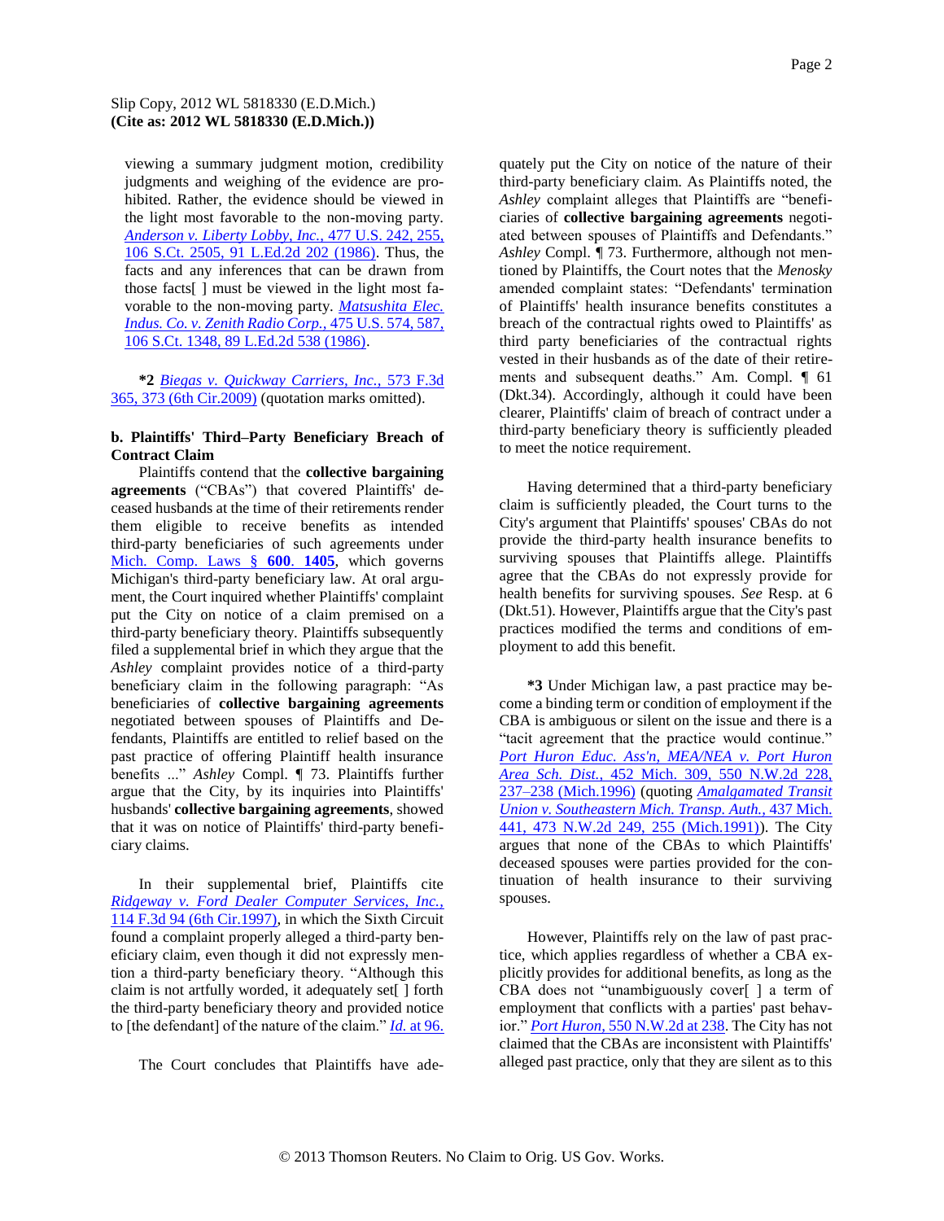viewing a summary judgment motion, credibility judgments and weighing of the evidence are prohibited. Rather, the evidence should be viewed in the light most favorable to the non-moving party. *Anderson v. Liberty Lobby, Inc.,* 477 U.S. 242, 255, 106 S.Ct. 2505, 91 L.Ed.2d 202 (1986). Thus, the facts and any inferences that can be drawn from those facts[ ] must be viewed in the light most favorable to the non-moving party. *Matsushita Elec. Indus. Co. v. Zenith Radio Corp.,* 475 U.S. 574, 587, 106 S.Ct. 1348, 89 L.Ed.2d 538 (1986).

**\*2** *Biegas v. Quickway Carriers, Inc.,* 573 F.3d 365, 373 (6th Cir.2009) (quotation marks omitted).

**b. Plaintiffs' Third–Party Beneficiary Breach of Contract Claim**

Plaintiffs contend that the **collective bargaining agreements** ("CBAs") that covered Plaintiffs' deceased husbands at the time of their retirements render them eligible to receive benefits as intended third-party beneficiaries of such agreements under Mich. Comp. Laws § **600. 1405**, which governs Michigan's third-party beneficiary law. At oral argument, the Court inquired whether Plaintiffs' complaint put the City on notice of a claim premised on a third-party beneficiary theory. Plaintiffs subsequently filed a supplemental brief in which they argue that the *Ashley* complaint provides notice of a third-party beneficiary claim in the following paragraph: "As beneficiaries of **collective bargaining agreements** negotiated between spouses of Plaintiffs and Defendants, Plaintiffs are entitled to relief based on the past practice of offering Plaintiff health insurance benefits ..." *Ashley* Compl. ¶ 73. Plaintiffs further argue that the City, by its inquiries into Plaintiffs' husbands' **collective bargaining agreements**, showed that it was on notice of Plaintiffs' third-party beneficiary claims.

In their supplemental brief, Plaintiffs cite *Ridgeway v. Ford Dealer Computer Services, Inc.,* 114 F.3d 94 (6th Cir.1997), in which the Sixth Circuit found a complaint properly alleged a third-party beneficiary claim, even though it did not expressly mention a third-party beneficiary theory. "Although this claim is not artfully worded, it adequately set[ ] forth the third-party beneficiary theory and provided notice to [the defendant] of the nature of the claim." *Id.* at 96.

The Court concludes that Plaintiffs have adequately put the City on notice of the nature of their third-party beneficiary claim. As Plaintiffs noted, the *Ashley* complaint alleges that Plaintiffs are "beneficiaries of **collective bargaining agreements** negotiated between spouses of Plaintiffs and Defendants." *Ashley* Compl. ¶ 73. Furthermore, although not mentioned by Plaintiffs, the Court notes that the *Menosky* amended complaint states: "Defendants' termination of Plaintiffs' health insurance benefits constitutes a breach of the contractual rights owed to Plaintiffs' as third party beneficiaries of the contractual rights vested in their husbands as of the date of their retirements and subsequent deaths." Am. Compl. ¶ 61 (Dkt.34). Accordingly, although it could have been clearer, Plaintiffs' claim of breach of contract under a third-party beneficiary theory is sufficiently pleaded to meet the notice requirement.

Having determined that a third-party beneficiary claim is sufficiently pleaded, the Court turns to the City's argument that Plaintiffs' spouses' CBAs do not provide the third-party health insurance benefits to surviving spouses that Plaintiffs allege. Plaintiffs agree that the CBAs do not expressly provide for health benefits for surviving spouses. *See* Resp. at 6 (Dkt.51). However, Plaintiffs argue that the City's past practices modified the terms and conditions of employment to add this benefit.

**\*3** Under Michigan law, a past practice may become a binding term or condition of employment if the CBA is ambiguous or silent on the issue and there is a "tacit agreement that the practice would continue." *Port Huron Educ. Ass'n, MEA/NEA v. Port Huron Area Sch. Dist.,* 452 Mich. 309, 550 N.W.2d 228, 237–238 (Mich.1996) (quoting *Amalgamated Transit Union v. Southeastern Mich. Transp. Auth.,* 437 Mich. 441, 473 N.W.2d 249, 255 (Mich.1991)). The City argues that none of the CBAs to which Plaintiffs' deceased spouses were parties provided for the continuation of health insurance to their surviving spouses.

However, Plaintiffs rely on the law of past practice, which applies regardless of whether a CBA explicitly provides for additional benefits, as long as the CBA does not "unambiguously cover[ ] a term of employment that conflicts with a parties' past behavior." *Port Huron,* 550 N.W.2d at 238. The City has not claimed that the CBAs are inconsistent with Plaintiffs' alleged past practice, only that they are silent as to this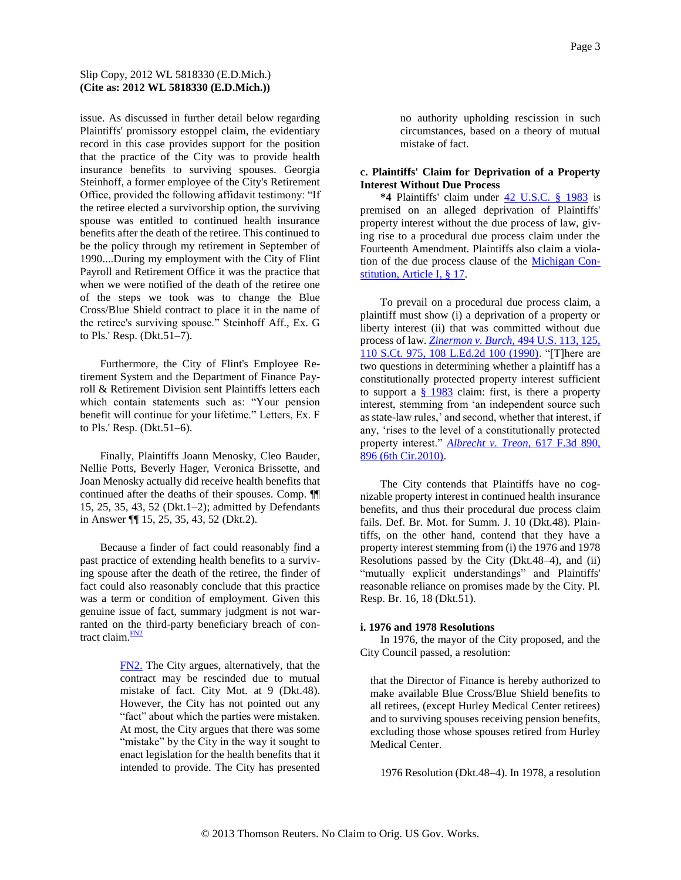issue. As discussed in further detail below regarding Plaintiffs' promissory estoppel claim, the evidentiary record in this case provides support for the position that the practice of the City was to provide health insurance benefits to surviving spouses. Georgia Steinhoff, a former employee of the City's Retirement Office, provided the following affidavit testimony: "If the retiree elected a survivorship option, the surviving spouse was entitled to continued health insurance benefits after the death of the retiree. This continued to be the policy through my retirement in September of 1990....During my employment with the City of Flint Payroll and Retirement Office it was the practice that when we were notified of the death of the retiree one of the steps we took was to change the Blue Cross/Blue Shield contract to place it in the name of the retiree's surviving spouse." Steinhoff Aff., Ex. G to Pls.' Resp. (Dkt.51–7).

Furthermore, the City of Flint's Employee Retirement System and the Department of Finance Payroll & Retirement Division sent Plaintiffs letters each which contain statements such as: "Your pension benefit will continue for your lifetime." Letters, Ex. F to Pls.' Resp. (Dkt.51–6).

Finally, Plaintiffs Joann Menosky, Cleo Bauder, Nellie Potts, Beverly Hager, Veronica Brissette, and Joan Menosky actually did receive health benefits that continued after the deaths of their spouses. Comp. ¶¶ 15, 25, 35, 43, 52 (Dkt.1–2); admitted by Defendants in Answer ¶¶ 15, 25, 35, 43, 52 (Dkt.2).

Because a finder of fact could reasonably find a past practice of extending health benefits to a surviving spouse after the death of the retiree, the finder of fact could also reasonably conclude that this practice was a term or condition of employment. Given this genuine issue of fact, summary judgment is not warranted on the third-party beneficiary breach of contract claim.[FN2]

> FN2. The City argues, alternatively, that the contract may be rescinded due to mutual mistake of fact. City Mot. at 9 (Dkt.48). However, the City has not pointed out any "fact" about which the parties were mistaken. At most, the City argues that there was some "mistake" by the City in the way it sought to enact legislation for the health benefits that it intended to provide. The City has presented no authority upholding rescission in such circumstances, based on a theory of mutual mistake of fact.

**c. Plaintiffs' Claim for Deprivation of a Property Interest Without Due Process**

**\*4** Plaintiffs' claim under 42 U.S.C. § 1983 is premised on an alleged deprivation of Plaintiffs' property interest without the due process of law, giving rise to a procedural due process claim under the Fourteenth Amendment. Plaintiffs also claim a violation of the due process clause of the Michigan Constitution, Article I, § 17.

To prevail on a procedural due process claim, a plaintiff must show (i) a deprivation of a property or liberty interest (ii) that was committed without due process of law. *Zinermon v. Burch,* 494 U.S. 113, 125, 110 S.Ct. 975, 108 L.Ed.2d 100 (1990). "[T]here are two questions in determining whether a plaintiff has a constitutionally protected property interest sufficient to support a § 1983 claim: first, is there a property interest, stemming from 'an independent source such as state-law rules,' and second, whether that interest, if any, 'rises to the level of a constitutionally protected property interest." *Albrecht v. Treon,* 617 F.3d 890, 896 (6th Cir.2010).

The City contends that Plaintiffs have no cognizable property interest in continued health insurance benefits, and thus their procedural due process claim fails. Def. Br. Mot. for Summ. J. 10 (Dkt.48). Plaintiffs, on the other hand, contend that they have a property interest stemming from (i) the 1976 and 1978 Resolutions passed by the City (Dkt.48–4), and (ii) "mutually explicit understandings" and Plaintiffs' reasonable reliance on promises made by the City. Pl. Resp. Br. 16, 18 (Dkt.51).

**i. 1976 and 1978 Resolutions**

In 1976, the mayor of the City proposed, and the City Council passed, a resolution:

> that the Director of Finance is hereby authorized to make available Blue Cross/Blue Shield benefits to all retirees, (except Hurley Medical Center retirees) and to surviving spouses receiving pension benefits, excluding those whose spouses retired from Hurley Medical Center.

1976 Resolution (Dkt.48–4). In 1978, a resolution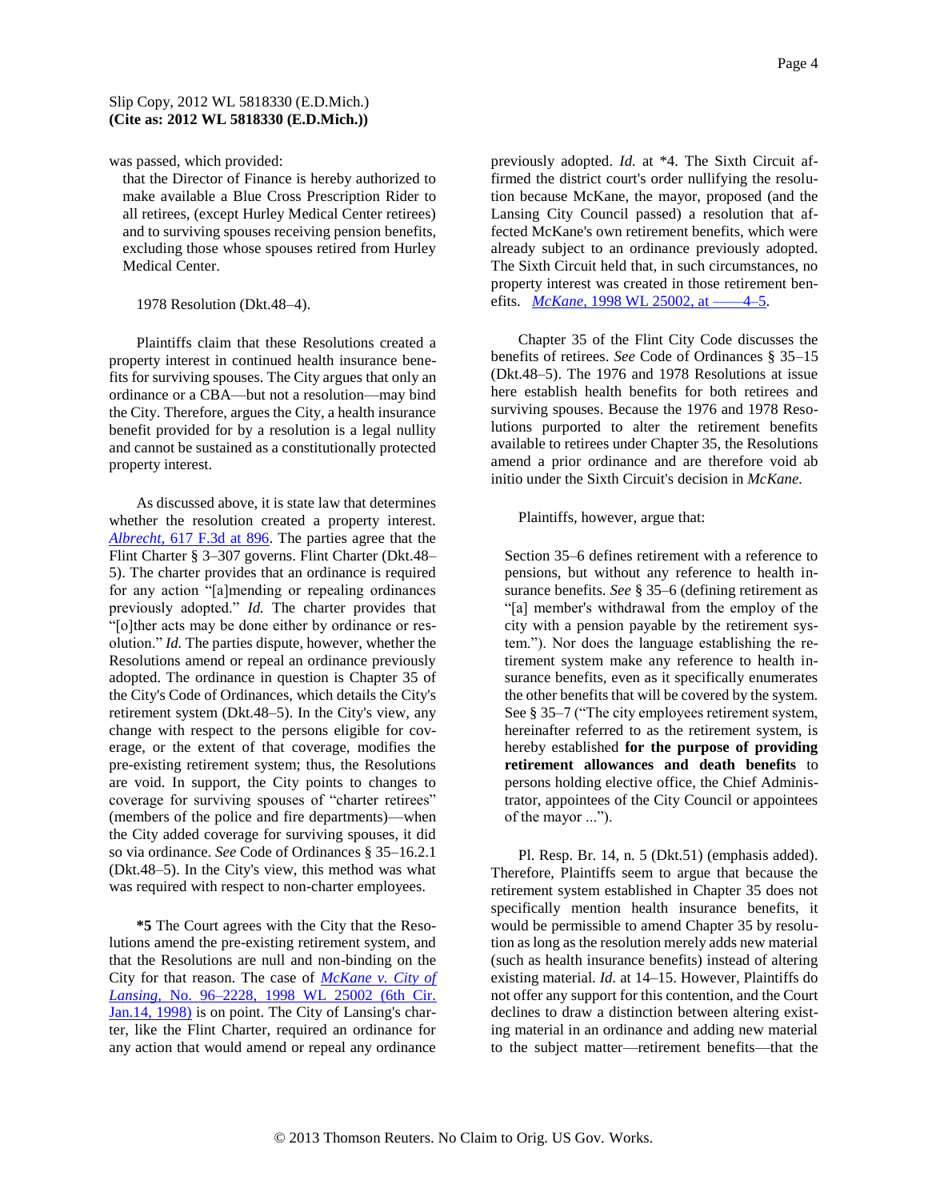was passed, which provided:

> that the Director of Finance is hereby authorized to make available a Blue Cross Prescription Rider to all retirees, (except Hurley Medical Center retirees) and to surviving spouses receiving pension benefits, excluding those whose spouses retired from Hurley Medical Center.

1978 Resolution (Dkt.48–4).

Plaintiffs claim that these Resolutions created a property interest in continued health insurance benefits for surviving spouses. The City argues that only an ordinance or a CBA—but not a resolution—may bind the City. Therefore, argues the City, a health insurance benefit provided for by a resolution is a legal nullity and cannot be sustained as a constitutionally protected property interest.

As discussed above, it is state law that determines whether the resolution created a property interest. *Albrecht*, 617 F.3d at 896. The parties agree that the Flint Charter § 3–307 governs. Flint Charter (Dkt.48–5). The charter provides that an ordinance is required for any action "[a]mending or repealing ordinances previously adopted." *Id.* The charter provides that "[o]ther acts may be done either by ordinance or resolution." *Id.* The parties dispute, however, whether the Resolutions amend or repeal an ordinance previously adopted. The ordinance in question is Chapter 35 of the City's Code of Ordinances, which details the City's retirement system (Dkt.48–5). In the City's view, any change with respect to the persons eligible for coverage, or the extent of that coverage, modifies the pre-existing retirement system; thus, the Resolutions are void. In support, the City points to changes to coverage for surviving spouses of "charter retirees" (members of the police and fire departments)—when the City added coverage for surviving spouses, it did so via ordinance. *See* Code of Ordinances § 35–16.2.1 (Dkt.48–5). In the City's view, this method was what was required with respect to non-charter employees.

**\*5** The Court agrees with the City that the Resolutions amend the pre-existing retirement system, and that the Resolutions are null and non-binding on the City for that reason. The case of *McKane v. City of Lansing*, No. 96–2228, 1998 WL 25002 (6th Cir. Jan.14, 1998) is on point. The City of Lansing's charter, like the Flint Charter, required an ordinance for any action that would amend or repeal any ordinance previously adopted. *Id.* at \*4. The Sixth Circuit affirmed the district court's order nullifying the resolution because McKane, the mayor, proposed (and the Lansing City Council passed) a resolution that affected McKane's own retirement benefits, which were already subject to an ordinance previously adopted. The Sixth Circuit held that, in such circumstances, no property interest was created in those retirement benefits. *McKane*, 1998 WL 25002, at ––––4–5.

Chapter 35 of the Flint City Code discusses the benefits of retirees. *See* Code of Ordinances § 35–15 (Dkt.48–5). The 1976 and 1978 Resolutions at issue here establish health benefits for both retirees and surviving spouses. Because the 1976 and 1978 Resolutions purported to alter the retirement benefits available to retirees under Chapter 35, the Resolutions amend a prior ordinance and are therefore void ab initio under the Sixth Circuit's decision in *McKane.*

Plaintiffs, however, argue that:

> Section 35–6 defines retirement with a reference to pensions, but without any reference to health insurance benefits. *See* § 35–6 (defining retirement as "[a] member's withdrawal from the employ of the city with a pension payable by the retirement system."). Nor does the language establishing the retirement system make any reference to health insurance benefits, even as it specifically enumerates the other benefits that will be covered by the system. See § 35–7 ("The city employees retirement system, hereinafter referred to as the retirement system, is hereby established **for the purpose of providing retirement allowances and death benefits** to persons holding elective office, the Chief Administrator, appointees of the City Council or appointees of the mayor ...").

Pl. Resp. Br. 14, n. 5 (Dkt.51) (emphasis added). Therefore, Plaintiffs seem to argue that because the retirement system established in Chapter 35 does not specifically mention health insurance benefits, it would be permissible to amend Chapter 35 by resolution as long as the resolution merely adds new material (such as health insurance benefits) instead of altering existing material. *Id.* at 14–15. However, Plaintiffs do not offer any support for this contention, and the Court declines to draw a distinction between altering existing material in an ordinance and adding new material to the subject matter—retirement benefits—that the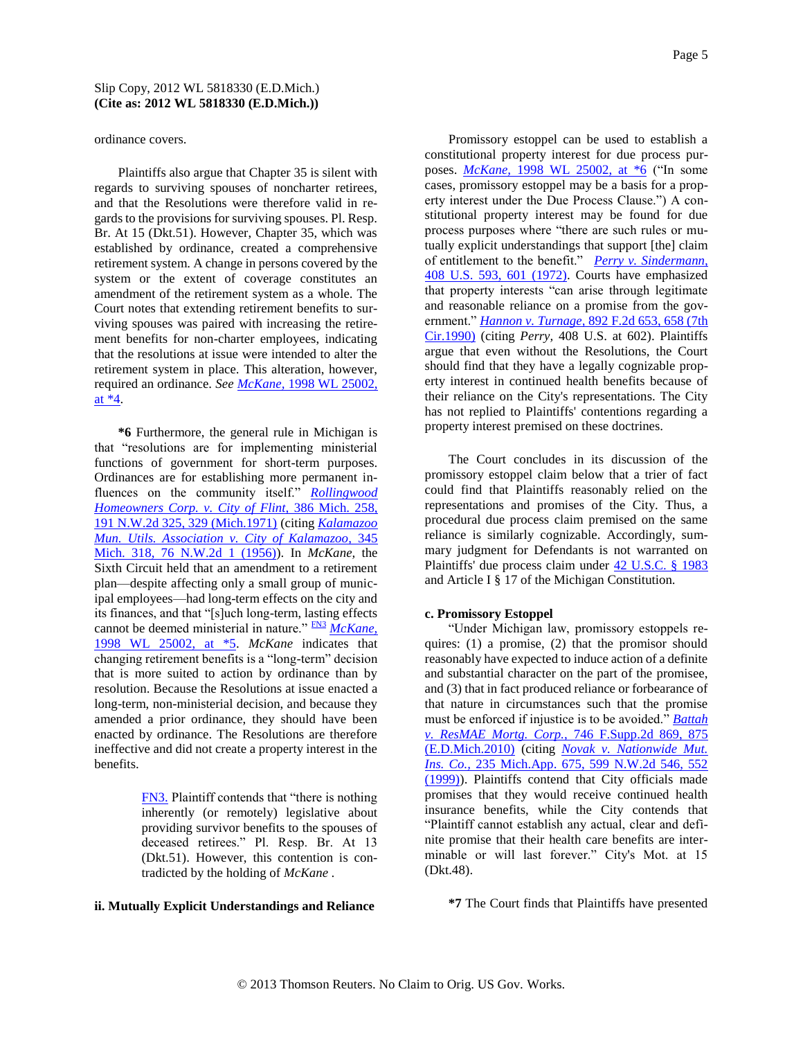ordinance covers.

Plaintiffs also argue that Chapter 35 is silent with regards to surviving spouses of noncharter retirees, and that the Resolutions were therefore valid in regards to the provisions for surviving spouses. Pl. Resp. Br. At 15 (Dkt.51). However, Chapter 35, which was established by ordinance, created a comprehensive retirement system. A change in persons covered by the system or the extent of coverage constitutes an amendment of the retirement system as a whole. The Court notes that extending retirement benefits to surviving spouses was paired with increasing the retirement benefits for non-charter employees, indicating that the resolutions at issue were intended to alter the retirement system in place. This alteration, however, required an ordinance. *See* McKane, 1998 WL 25002, at *4.

**\*6** Furthermore, the general rule in Michigan is that "resolutions are for implementing ministerial functions of government for short-term purposes. Ordinances are for establishing more permanent influences on the community itself." *Rollingwood Homeowners Corp. v. City of Flint,* 386 Mich. 258, 191 N.W.2d 325, 329 (Mich.1971) (citing *Kalamazoo Mun. Utils. Association v. City of Kalamazoo,* 345 Mich. 318, 76 N.W.2d 1 (1956)). In *McKane,* the Sixth Circuit held that an amendment to a retirement plan—despite affecting only a small group of municipal employees—had long-term effects on the city and its finances, and that "[s]uch long-term, lasting effects cannot be deemed ministerial in nature." [FN3] *McKane,* 1998 WL 25002, at *5. *McKane* indicates that changing retirement benefits is a "long-term" decision that is more suited to action by ordinance than by resolution. Because the Resolutions at issue enacted a long-term, non-ministerial decision, and because they amended a prior ordinance, they should have been enacted by ordinance. The Resolutions are therefore ineffective and did not create a property interest in the benefits.

> FN3. Plaintiff contends that "there is nothing inherently (or remotely) legislative about providing survivor benefits to the spouses of deceased retirees." Pl. Resp. Br. At 13 (Dkt.51). However, this contention is contradicted by the holding of *McKane* .

**ii. Mutually Explicit Understandings and Reliance**

Promissory estoppel can be used to establish a constitutional property interest for due process purposes. *McKane,* 1998 WL 25002, at *6 ("In some cases, promissory estoppel may be a basis for a property interest under the Due Process Clause.") A constitutional property interest may be found for due process purposes where "there are such rules or mutually explicit understandings that support [the] claim of entitlement to the benefit." *Perry v. Sindermann,* 408 U.S. 593, 601 (1972). Courts have emphasized that property interests "can arise through legitimate and reasonable reliance on a promise from the government." *Hannon v. Turnage,* 892 F.2d 653, 658 (7th Cir.1990) (citing *Perry,* 408 U.S. at 602). Plaintiffs argue that even without the Resolutions, the Court should find that they have a legally cognizable property interest in continued health benefits because of their reliance on the City's representations. The City has not replied to Plaintiffs' contentions regarding a property interest premised on these doctrines.

The Court concludes in its discussion of the promissory estoppel claim below that a trier of fact could find that Plaintiffs reasonably relied on the representations and promises of the City. Thus, a procedural due process claim premised on the same reliance is similarly cognizable. Accordingly, summary judgment for Defendants is not warranted on Plaintiffs' due process claim under 42 U.S.C. § 1983 and Article I § 17 of the Michigan Constitution.

**c. Promissory Estoppel**

"Under Michigan law, promissory estoppels requires: (1) a promise, (2) that the promisor should reasonably have expected to induce action of a definite and substantial character on the part of the promisee, and (3) that in fact produced reliance or forbearance of that nature in circumstances such that the promise must be enforced if injustice is to be avoided." *Battah v. ResMAE Mortg. Corp.,* 746 F.Supp.2d 869, 875 (E.D.Mich.2010) (citing *Novak v. Nationwide Mut. Ins. Co.,* 235 Mich.App. 675, 599 N.W.2d 546, 552 (1999)). Plaintiffs contend that City officials made promises that they would receive continued health insurance benefits, while the City contends that "Plaintiff cannot establish any actual, clear and definite promise that their health care benefits are interminable or will last forever." City's Mot. at 15 (Dkt.48).

**\*7** The Court finds that Plaintiffs have presented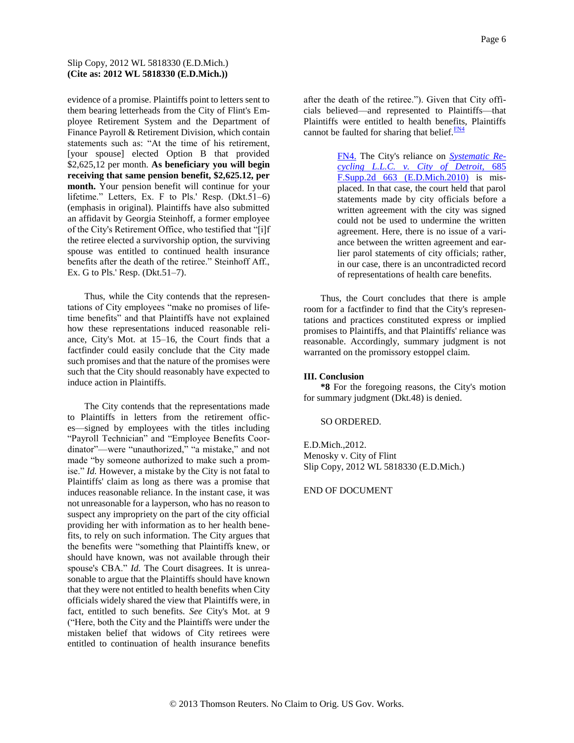evidence of a promise. Plaintiffs point to letters sent to them bearing letterheads from the City of Flint's Employee Retirement System and the Department of Finance Payroll & Retirement Division, which contain statements such as: "At the time of his retirement, [your spouse] elected Option B that provided $2,625,12 per month. **As beneficiary you will begin receiving that same pension benefit, $2,625.12, per month.** Your pension benefit will continue for your lifetime." Letters, Ex. F to Pls.' Resp. (Dkt.51–6) (emphasis in original). Plaintiffs have also submitted an affidavit by Georgia Steinhoff, a former employee of the City's Retirement Office, who testified that "[i]f the retiree elected a survivorship option, the surviving spouse was entitled to continued health insurance benefits after the death of the retiree." Steinhoff Aff., Ex. G to Pls.' Resp. (Dkt.51–7).

Thus, while the City contends that the representations of City employees "make no promises of lifetime benefits" and that Plaintiffs have not explained how these representations induced reasonable reliance, City's Mot. at 15–16, the Court finds that a factfinder could easily conclude that the City made such promises and that the nature of the promises were such that the City should reasonably have expected to induce action in Plaintiffs.

The City contends that the representations made to Plaintiffs in letters from the retirement offices—signed by employees with the titles including "Payroll Technician" and "Employee Benefits Coordinator"—were "unauthorized," "a mistake," and not made "by someone authorized to make such a promise." *Id.* However, a mistake by the City is not fatal to Plaintiffs' claim as long as there was a promise that induces reasonable reliance. In the instant case, it was not unreasonable for a layperson, who has no reason to suspect any impropriety on the part of the city official providing her with information as to her health benefits, to rely on such information. The City argues that the benefits were "something that Plaintiffs knew, or should have known, was not available through their spouse's CBA." *Id.* The Court disagrees. It is unreasonable to argue that the Plaintiffs should have known that they were not entitled to health benefits when City officials widely shared the view that Plaintiffs were, in fact, entitled to such benefits. *See* City's Mot. at 9 ("Here, both the City and the Plaintiffs were under the mistaken belief that widows of City retirees were entitled to continuation of health insurance benefits after the death of the retiree."). Given that City officials believed—and represented to Plaintiffs—that Plaintiffs were entitled to health benefits, Plaintiffs cannot be faulted for sharing that belief.[FN4]

FN4. The City's reliance on *Systematic Recycling L.L.C. v. City of Detroit,* 685 F.Supp.2d 663 (E.D.Mich.2010) is misplaced. In that case, the court held that parol statements made by city officials before a written agreement with the city was signed could not be used to undermine the written agreement. Here, there is no issue of a variance between the written agreement and earlier parol statements of city officials; rather, in our case, there is an uncontradicted record of representations of health care benefits.

Thus, the Court concludes that there is ample room for a factfinder to find that the City's representations and practices constituted express or implied promises to Plaintiffs, and that Plaintiffs' reliance was reasonable. Accordingly, summary judgment is not warranted on the promissory estoppel claim.

### III. Conclusion

**\*8** For the foregoing reasons, the City's motion for summary judgment (Dkt.48) is denied.

SO ORDERED.

E.D.Mich.,2012.
Menosky v. City of Flint
Slip Copy, 2012 WL 5818330 (E.D.Mich.)

END OF DOCUMENT